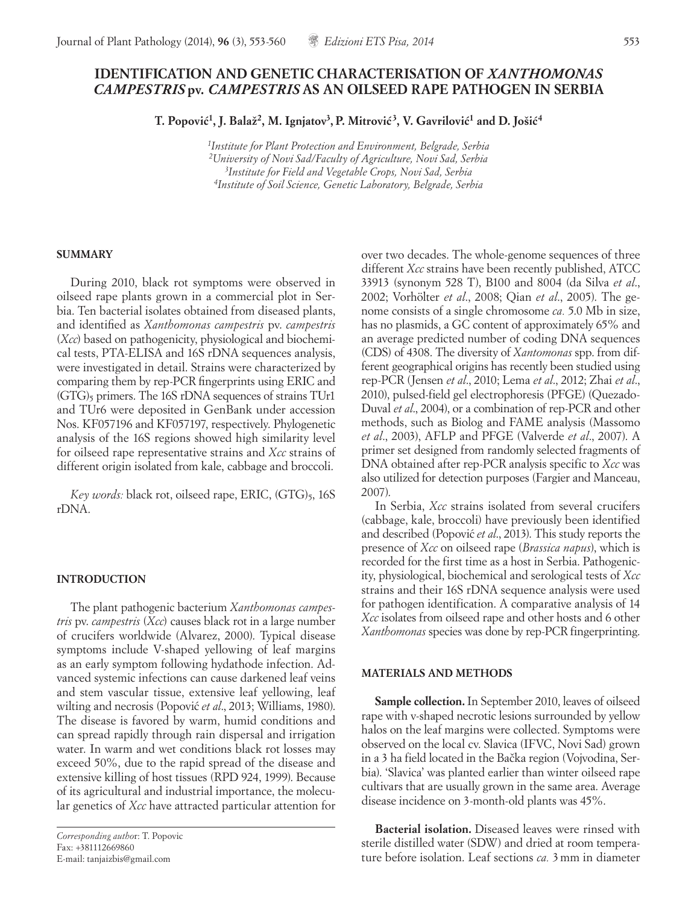# IDENTIFICATION AND GENETIC CHARACTERISATION OF *XANTHOMONAS CAMPESTRIS* pv. *CAMPESTRIS* AS AN OILSEED RAPE PATHOGEN IN SERBIA

**T. Popović[1], J. Balaž[2], M. Ignjatov[3], P. Mitrović[3], V. Gavrilović[1] and D. Jošić[4]**

[1]*Institute for Plant Protection and Environment, Belgrade, Serbia*
[2]*University of Novi Sad/Faculty of Agriculture, Novi Sad, Serbia*
[3]*Institute for Field and Vegetable Crops, Novi Sad, Serbia*
[4]*Institute of Soil Science, Genetic Laboratory, Belgrade, Serbia*

## SUMMARY

During 2010, black rot symptoms were observed in oilseed rape plants grown in a commercial plot in Serbia. Ten bacterial isolates obtained from diseased plants, and identified as *Xanthomonas campestris* pv. *campestris* (*Xcc*) based on pathogenicity, physiological and biochemical tests, PTA-ELISA and 16S rDNA sequences analysis, were investigated in detail. Strains were characterized by comparing them by rep-PCR fingerprints using ERIC and $(GTG)_5$ primers. The 16S rDNA sequences of strains TUr1 and TUr6 were deposited in GenBank under accession Nos. KF057196 and KF057197, respectively. Phylogenetic analysis of the 16S regions showed high similarity level for oilseed rape representative strains and *Xcc* strains of different origin isolated from kale, cabbage and broccoli.

*Key words:* black rot, oilseed rape, ERIC, $(GTG)_5$, 16S rDNA.

## INTRODUCTION

The plant pathogenic bacterium *Xanthomonas campestris* pv. *campestris* (*Xcc*) causes black rot in a large number of crucifers worldwide (Alvarez, 2000). Typical disease symptoms include V-shaped yellowing of leaf margins as an early symptom following hydathode infection. Advanced systemic infections can cause darkened leaf veins and stem vascular tissue, extensive leaf yellowing, leaf wilting and necrosis (Popović *et al*., 2013; Williams, 1980). The disease is favored by warm, humid conditions and can spread rapidly through rain dispersal and irrigation water. In warm and wet conditions black rot losses may exceed 50%, due to the rapid spread of the disease and extensive killing of host tissues (RPD 924, 1999). Because of its agricultural and industrial importance, the molecular genetics of *Xcc* have attracted particular attention for over two decades. The whole-genome sequences of three different *Xcc* strains have been recently published, ATCC 33913 (synonym 528 T), B100 and 8004 (da Silva *et al*., 2002; Vorhölter *et al*., 2008; Qian *et al*., 2005). The genome consists of a single chromosome *ca.* 5.0 Mb in size, has no plasmids, a GC content of approximately 65% and an average predicted number of coding DNA sequences (CDS) of 4308. The diversity of *Xantomonas* spp. from different geographical origins has recently been studied using rep-PCR (Jensen *et al*., 2010; Lema *et al*., 2012; Zhai *et al*., 2010), pulsed-field gel electrophoresis (PFGE) (Quezado-Duval *et al*., 2004), or a combination of rep-PCR and other methods, such as Biolog and FAME analysis (Massomo *et al*., 2003), AFLP and PFGE (Valverde *et al*., 2007). A primer set designed from randomly selected fragments of DNA obtained after rep-PCR analysis specific to *Xcc* was also utilized for detection purposes (Fargier and Manceau, 2007).

In Serbia, *Xcc* strains isolated from several crucifers (cabbage, kale, broccoli) have previously been identified and described (Popović *et al*., 2013). This study reports the presence of *Xcc* on oilseed rape (*Brassica napus*), which is recorded for the first time as a host in Serbia. Pathogenicity, physiological, biochemical and serological tests of *Xcc* strains and their 16S rDNA sequence analysis were used for pathogen identification. A comparative analysis of 14 *Xcc* isolates from oilseed rape and other hosts and 6 other *Xanthomonas* species was done by rep-PCR fingerprinting.

## MATERIALS AND METHODS

**Sample collection.** In September 2010, leaves of oilseed rape with v-shaped necrotic lesions surrounded by yellow halos on the leaf margins were collected. Symptoms were observed on the local cv. Slavica (IFVC, Novi Sad) grown in a 3 ha field located in the Bačka region (Vojvodina, Serbia). 'Slavica' was planted earlier than winter oilseed rape cultivars that are usually grown in the same area. Average disease incidence on 3-month-old plants was 45%.

**Bacterial isolation.** Diseased leaves were rinsed with sterile distilled water (SDW) and dried at room temperature before isolation. Leaf sections *ca.* 3 mm in diameter

---

*Corresponding author*: T. Popovic
Fax: +381112669860
E-mail: tanjaizbis@gmail.com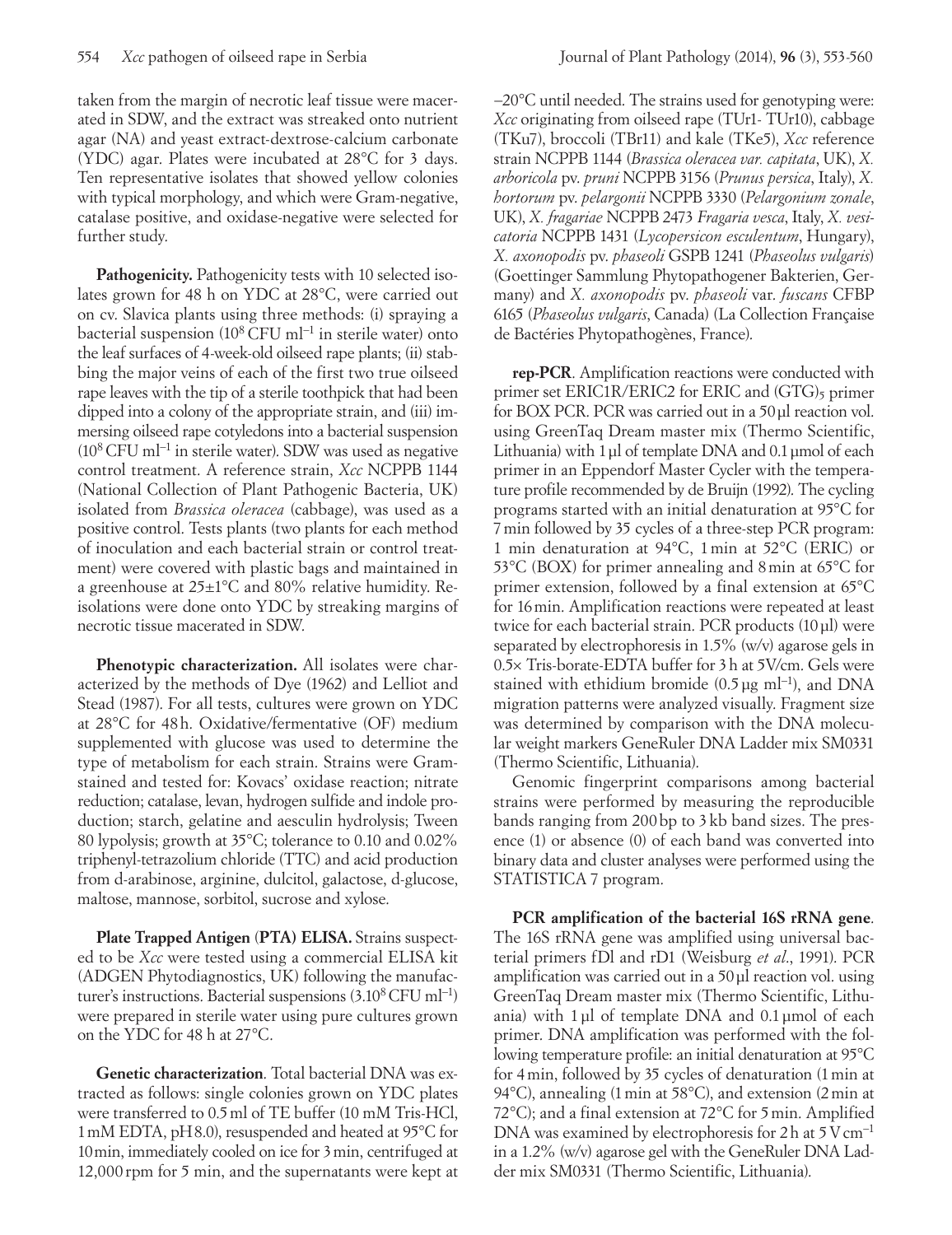taken from the margin of necrotic leaf tissue were macerated in SDW, and the extract was streaked onto nutrient agar (NA) and yeast extract-dextrose-calcium carbonate (YDC) agar. Plates were incubated at 28°C for 3 days. Ten representative isolates that showed yellow colonies with typical morphology, and which were Gram-negative, catalase positive, and oxidase-negative were selected for further study.

**Pathogenicity.** Pathogenicity tests with 10 selected isolates grown for 48 h on YDC at 28°C, were carried out on cv. Slavica plants using three methods: (i) spraying a bacterial suspension ($10^8$ CFU ml$^{-1}$ in sterile water) onto the leaf surfaces of 4-week-old oilseed rape plants; (ii) stabbing the major veins of each of the first two true oilseed rape leaves with the tip of a sterile toothpick that had been dipped into a colony of the appropriate strain, and (iii) immersing oilseed rape cotyledons into a bacterial suspension ($10^8$ CFU ml$^{-1}$ in sterile water). SDW was used as negative control treatment. A reference strain, *Xcc* NCPPB 1144 (National Collection of Plant Pathogenic Bacteria, UK) isolated from *Brassica oleracea* (cabbage), was used as a positive control. Tests plants (two plants for each method of inoculation and each bacterial strain or control treatment) were covered with plastic bags and maintained in a greenhouse at 25±1°C and 80% relative humidity. Reisolations were done onto YDC by streaking margins of necrotic tissue macerated in SDW.

**Phenotypic characterization.** All isolates were characterized by the methods of Dye (1962) and Lelliot and Stead (1987). For all tests, cultures were grown on YDC at 28°C for 48 h. Oxidative/fermentative (OF) medium supplemented with glucose was used to determine the type of metabolism for each strain. Strains were Gram-stained and tested for: Kovacs' oxidase reaction; nitrate reduction; catalase, levan, hydrogen sulfide and indole production; starch, gelatine and aesculin hydrolysis; Tween 80 lypolysis; growth at 35°C; tolerance to 0.10 and 0.02% triphenyl-tetrazolium chloride (TTC) and acid production from d-arabinose, arginine, dulcitol, galactose, d-glucose, maltose, mannose, sorbitol, sucrose and xylose.

**Plate Trapped Antigen (PTA) ELISA.** Strains suspected to be *Xcc* were tested using a commercial ELISA kit (ADGEN Phytodiagnostics, UK) following the manufacturer's instructions. Bacterial suspensions ($3.10^8$ CFU ml$^{-1}$) were prepared in sterile water using pure cultures grown on the YDC for 48 h at 27°C.

**Genetic characterization**. Total bacterial DNA was extracted as follows: single colonies grown on YDC plates were transferred to 0.5 ml of TE buffer (10 mM Tris-HCl, 1 mM EDTA, pH 8.0), resuspended and heated at 95°C for 10 min, immediately cooled on ice for 3 min, centrifuged at 12,000 rpm for 5 min, and the supernatants were kept at –20°C until needed. The strains used for genotyping were: *Xcc* originating from oilseed rape (TUr1- TUr10), cabbage (TKu7), broccoli (TBr11) and kale (TKe5), *Xcc* reference strain NCPPB 1144 (*Brassica oleracea var. capitata*, UK), *X. arboricola* pv. *pruni* NCPPB 3156 (*Prunus persica*, Italy), *X. hortorum* pv. *pelargonii* NCPPB 3330 (*Pelargonium zonale*, UK), *X. fragariae* NCPPB 2473 *Fragaria vesca*, Italy, *X. vesicatoria* NCPPB 1431 (*Lycopersicon esculentum*, Hungary), *X. axonopodis* pv. *phaseoli* GSPB 1241 (*Phaseolus vulgaris*) (Goettinger Sammlung Phytopathogener Bakterien, Germany) and *X. axonopodis* pv. *phaseoli* var. *fuscans* CFBP 6165 (*Phaseolus vulgaris*, Canada) (La Collection Française de Bactéries Phytopathogènes, France).

**rep-PCR**. Amplification reactions were conducted with primer set ERIC1R/ERIC2 for ERIC and $(GTG)_5$ primer for BOX PCR. PCR was carried out in a 50 µl reaction vol. using GreenTaq Dream master mix (Thermo Scientific, Lithuania) with 1 µl of template DNA and 0.1 µmol of each primer in an Eppendorf Master Cycler with the temperature profile recommended by de Bruijn (1992). The cycling programs started with an initial denaturation at 95°C for 7 min followed by 35 cycles of a three-step PCR program: 1 min denaturation at 94°C, 1 min at 52°C (ERIC) or 53°C (BOX) for primer annealing and 8 min at 65°C for primer extension, followed by a final extension at 65°C for 16 min. Amplification reactions were repeated at least twice for each bacterial strain. PCR products (10 µl) were separated by electrophoresis in 1.5% (w/v) agarose gels in 0.5× Tris-borate-EDTA buffer for 3 h at 5V/cm. Gels were stained with ethidium bromide (0.5 µg ml$^{-1}$), and DNA migration patterns were analyzed visually. Fragment size was determined by comparison with the DNA molecular weight markers GeneRuler DNA Ladder mix SM0331 (Thermo Scientific, Lithuania).

Genomic fingerprint comparisons among bacterial strains were performed by measuring the reproducible bands ranging from 200 bp to 3 kb band sizes. The presence (1) or absence (0) of each band was converted into binary data and cluster analyses were performed using the STATISTICA 7 program.

**PCR amplification of the bacterial 16S rRNA gene**. The 16S rRNA gene was amplified using universal bacterial primers fDl and rD1 (Weisburg *et al*., 1991). PCR amplification was carried out in a 50 µl reaction vol. using GreenTaq Dream master mix (Thermo Scientific, Lithuania) with 1 µl of template DNA and 0.1 µmol of each primer. DNA amplification was performed with the following temperature profile: an initial denaturation at 95°C for 4 min, followed by 35 cycles of denaturation (1 min at 94°C), annealing (1 min at 58°C), and extension (2 min at 72°C); and a final extension at 72°C for 5 min. Amplified DNA was examined by electrophoresis for 2 h at 5 V cm$^{-1}$ in a 1.2% (w/v) agarose gel with the GeneRuler DNA Ladder mix SM0331 (Thermo Scientific, Lithuania).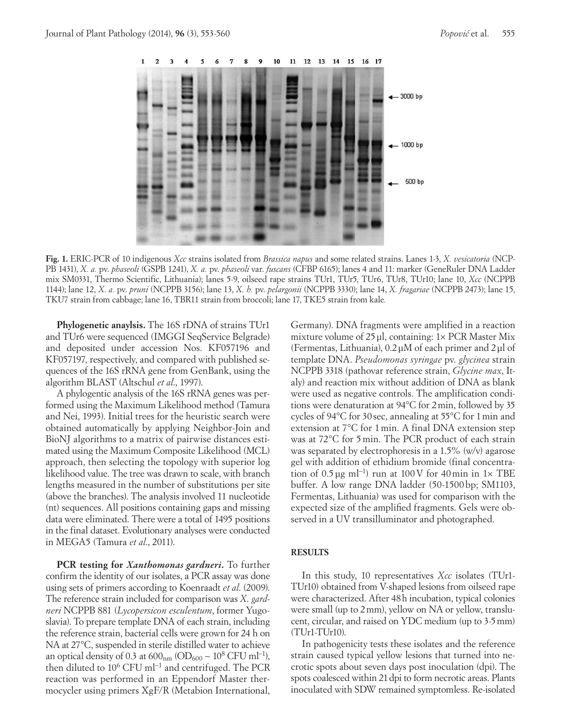**Fig. 1.** ERIC-PCR of 10 indigenous *Xcc* strains isolated from *Brassica napus* and some related strains. Lanes 1-3, *X. vesicatoria* (NCPPB 1431), *X. a.* pv. *phaseoli* (GSPB 1241), *X. a.* pv. *phaseoli* var. *fuscans* (CFBP 6165); lanes 4 and 11: marker (GeneRuler DNA Ladder mix SM0331, Thermo Scientific, Lithuania); lanes 5-9, oilseed rape strains TUr1, TUr5, TUr6, TUr8, TUr10; lane 10, *Xcc* (NCPPB 1144); lane 12, *X. a.* pv. *pruni* (NCPPB 3156); lane 13, *X. h.* pv. *pelargonii* (NCPPB 3330); lane 14, *X. fragariae* (NCPPB 2473); lane 15, TKU7 strain from cabbage; lane 16, TBR11 strain from broccoli; lane 17, TKE5 strain from kale.

**Phylogenetic anaylsis.** The 16S rDNA of strains TUr1 and TUr6 were sequenced (IMGGI SeqService Belgrade) and deposited under accession Nos. KF057196 and KF057197, respectively, and compared with published sequences of the 16S rRNA gene from GenBank, using the algorithm BLAST (Altschul *et al*., 1997).

A phylogentic analysis of the 16S rRNA genes was performed using the Maximum Likelihood method (Tamura and Nei, 1993). Initial trees for the heuristic search were obtained automatically by applying Neighbor-Join and BioNJ algorithms to a matrix of pairwise distances estimated using the Maximum Composite Likelihood (MCL) approach, then selecting the topology with superior log likelihood value. The tree was drawn to scale, with branch lengths measured in the number of substitutions per site (above the branches). The analysis involved 11 nucleotide (nt) sequences. All positions containing gaps and missing data were eliminated. There were a total of 1495 positions in the final dataset. Evolutionary analyses were conducted in MEGA5 (Tamura *et al*., 2011).

**PCR testing for *Xanthomonas gardneri*.** To further confirm the identity of our isolates, a PCR assay was done using sets of primers according to Koenraadt *et al*. (2009). The reference strain included for comparison was *X. gardneri* NCPPB 881 (*Lycopersicon esculentum*, former Yugoslavia). To prepare template DNA of each strain, including the reference strain, bacterial cells were grown for 24 h on NA at 27°C, suspended in sterile distilled water to achieve an optical density of 0.3 at $600_{nm}$ ($OD_{600} \sim 10^8$ CFU ml$^{-1}$), then diluted to $10^6$ CFU ml$^{-1}$ and centrifuged. The PCR reaction was performed in an Eppendorf Master thermocycler using primers XgF/R (Metabion International, Germany). DNA fragments were amplified in a reaction mixture volume of 25 µl, containing: 1× PCR Master Mix (Fermentas, Lithuania), 0.2 µM of each primer and 2 µl of template DNA. *Pseudomonas syringae* pv. *glycinea* strain NCPPB 3318 (pathovar reference strain, *Glycine max*, Italy) and reaction mix without addition of DNA as blank were used as negative controls. The amplification conditions were denaturation at 94°C for 2 min, followed by 35 cycles of 94°C for 30 sec, annealing at 55°C for 1 min and extension at 7°C for 1 min. A final DNA extension step was at 72°C for 5 min. The PCR product of each strain was separated by electrophoresis in a 1.5% (w/v) agarose gel with addition of ethidium bromide (final concentration of 0.5 µg ml$^{-1}$) run at 100 V for 40 min in 1× TBE buffer. A low range DNA ladder (50-1500 bp; SM1103, Fermentas, Lithuania) was used for comparison with the expected size of the amplified fragments. Gels were observed in a UV transilluminator and photographed.

## RESULTS

In this study, 10 representatives *Xcc* isolates (TUr1-TUr10) obtained from V-shaped lesions from oilseed rape were characterized. After 48 h incubation, typical colonies were small (up to 2 mm), yellow on NA or yellow, translucent, circular, and raised on YDC medium (up to 3-5 mm) (TUr1-TUr10).

In pathogenicity tests these isolates and the reference strain caused typical yellow lesions that turned into necrotic spots about seven days post inoculation (dpi). The spots coalesced within 21 dpi to form necrotic areas. Plants inoculated with SDW remained symptomless. Re-isolated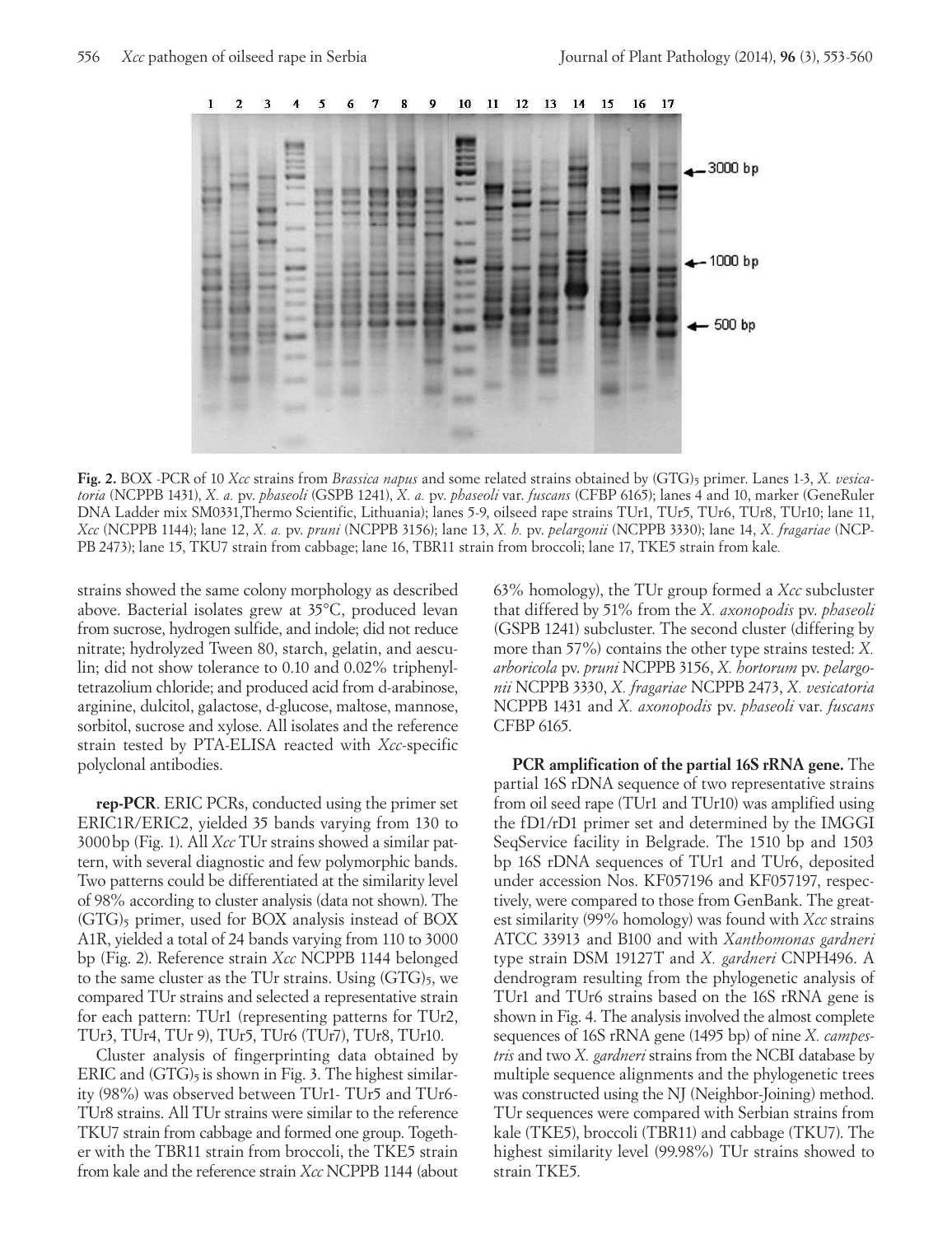**Fig. 2.** BOX -PCR of 10 *Xcc* strains from *Brassica napus* and some related strains obtained by $(GTG)_5$ primer. Lanes 1-3, *X. vesicatoria* (NCPPB 1431), *X. a.* pv. *phaseoli* (GSPB 1241), *X. a.* pv. *phaseoli* var. *fuscans* (CFBP 6165); lanes 4 and 10, marker (GeneRuler DNA Ladder mix SM0331,Thermo Scientific, Lithuania); lanes 5-9, oilseed rape strains TUr1, TUr5, TUr6, TUr8, TUr10; lane 11, *Xcc* (NCPPB 1144); lane 12, *X. a.* pv. *pruni* (NCPPB 3156); lane 13, *X. h.* pv. *pelargonii* (NCPPB 3330); lane 14, *X. fragariae* (NCPPB 2473); lane 15, TKU7 strain from cabbage; lane 16, TBR11 strain from broccoli; lane 17, TKE5 strain from kale.

strains showed the same colony morphology as described above. Bacterial isolates grew at 35°C, produced levan from sucrose, hydrogen sulfide, and indole; did not reduce nitrate; hydrolyzed Tween 80, starch, gelatin, and aesculin; did not show tolerance to 0.10 and 0.02% triphenyltetrazolium chloride; and produced acid from d-arabinose, arginine, dulcitol, galactose, d-glucose, maltose, mannose, sorbitol, sucrose and xylose. All isolates and the reference strain tested by PTA-ELISA reacted with *Xcc*-specific polyclonal antibodies.

**rep-PCR**. ERIC PCRs, conducted using the primer set ERIC1R/ERIC2, yielded 35 bands varying from 130 to 3000 bp (Fig. 1). All *Xcc* TUr strains showed a similar pattern, with several diagnostic and few polymorphic bands. Two patterns could be differentiated at the similarity level of 98% according to cluster analysis (data not shown). The $(GTG)_5$ primer, used for BOX analysis instead of BOX A1R, yielded a total of 24 bands varying from 110 to 3000 bp (Fig. 2). Reference strain *Xcc* NCPPB 1144 belonged to the same cluster as the TUr strains. Using $(GTG)_5$, we compared TUr strains and selected a representative strain for each pattern: TUr1 (representing patterns for TUr2, TUr3, TUr4, TUr 9), TUr5, TUr6 (TUr7), TUr8, TUr10.

Cluster analysis of fingerprinting data obtained by ERIC and $(GTG)_5$ is shown in Fig. 3. The highest similarity (98%) was observed between TUr1- TUr5 and TUr6-TUr8 strains. All TUr strains were similar to the reference TKU7 strain from cabbage and formed one group. Together with the TBR11 strain from broccoli, the TKE5 strain from kale and the reference strain *Xcc* NCPPB 1144 (about 63% homology), the TUr group formed a *Xcc* subcluster that differed by 51% from the *X. axonopodis* pv. *phaseoli* (GSPB 1241) subcluster. The second cluster (differing by more than 57%) contains the other type strains tested: *X. arboricola* pv. *pruni* NCPPB 3156, *X. hortorum* pv. *pelargonii* NCPPB 3330, *X. fragariae* NCPPB 2473, *X. vesicatoria* NCPPB 1431 and *X. axonopodis* pv. *phaseoli* var. *fuscans* CFBP 6165.

**PCR amplification of the partial 16S rRNA gene.** The partial 16S rDNA sequence of two representative strains from oil seed rape (TUr1 and TUr10) was amplified using the fD1/rD1 primer set and determined by the IMGGI SeqService facility in Belgrade. The 1510 bp and 1503 bp 16S rDNA sequences of TUr1 and TUr6, deposited under accession Nos. KF057196 and KF057197, respectively, were compared to those from GenBank. The greatest similarity (99% homology) was found with *Xcc* strains ATCC 33913 and B100 and with *Xanthomonas gardneri* type strain DSM 19127T and *X. gardneri* CNPH496. A dendrogram resulting from the phylogenetic analysis of TUr1 and TUr6 strains based on the 16S rRNA gene is shown in Fig. 4. The analysis involved the almost complete sequences of 16S rRNA gene (1495 bp) of nine *X. campestris* and two *X. gardneri* strains from the NCBI database by multiple sequence alignments and the phylogenetic trees was constructed using the NJ (Neighbor-Joining) method. TUr sequences were compared with Serbian strains from kale (TKE5), broccoli (TBR11) and cabbage (TKU7). The highest similarity level (99.98%) TUr strains showed to strain TKE5.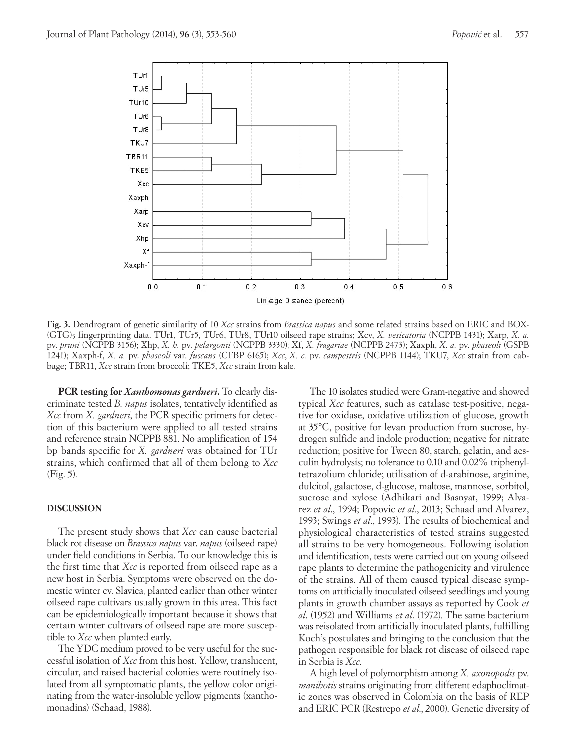**Fig. 3.** Dendrogram of genetic similarity of 10 *Xcc* strains from *Brassica napus* and some related strains based on ERIC and BOX-(GTG)$_5$ fingerprinting data. TUr1, TUr5, TUr6, TUr8, TUr10 oilseed rape strains; Xcv, *X. vesicatoria* (NCPPB 1431); Xarp, *X. a.* pv. *pruni* (NCPPB 3156); Xhp, *X. h.* pv. *pelargonii* (NCPPB 3330); Xf, *X. fragariae* (NCPPB 2473); Xaxph, *X. a.* pv. *phaseoli* (GSPB 1241); Xaxph-f, *X. a.* pv. *phaseoli* var. *fuscans* (CFBP 6165); *Xcc*, *X. c.* pv. *campestris* (NCPPB 1144); TKU7, *Xcc* strain from cabbage; TBR11, *Xcc* strain from broccoli; TKE5, *Xcc* strain from kale.

**PCR testing for *Xanthomonas gardneri*.** To clearly discriminate tested *B. napus* isolates, tentatively identified as *Xcc* from *X. gardneri*, the PCR specific primers for detection of this bacterium were applied to all tested strains and reference strain NCPPB 881. No amplification of 154 bp bands specific for *X. gardneri* was obtained for TUr strains, which confirmed that all of them belong to *Xcc* (Fig. 5).

## DISCUSSION

The present study shows that *Xcc* can cause bacterial black rot disease on *Brassica napus* var. *napus* (oilseed rape) under field conditions in Serbia. To our knowledge this is the first time that *Xcc* is reported from oilseed rape as a new host in Serbia. Symptoms were observed on the domestic winter cv. Slavica, planted earlier than other winter oilseed rape cultivars usually grown in this area. This fact can be epidemiologically important because it shows that certain winter cultivars of oilseed rape are more susceptible to *Xcc* when planted early.

The YDC medium proved to be very useful for the successful isolation of *Xcc* from this host. Yellow, translucent, circular, and raised bacterial colonies were routinely isolated from all symptomatic plants, the yellow color originating from the water-insoluble yellow pigments (xanthomonadins) (Schaad, 1988).

The 10 isolates studied were Gram-negative and showed typical *Xcc* features, such as catalase test-positive, negative for oxidase, oxidative utilization of glucose, growth at 35°C, positive for levan production from sucrose, hydrogen sulfide and indole production; negative for nitrate reduction; positive for Tween 80, starch, gelatin, and aesculin hydrolysis; no tolerance to 0.10 and 0.02% triphenyltetrazolium chloride; utilisation of d-arabinose, arginine, dulcitol, galactose, d-glucose, maltose, mannose, sorbitol, sucrose and xylose (Adhikari and Basnyat, 1999; Alvarez *et al*., 1994; Popovic *et al*., 2013; Schaad and Alvarez, 1993; Swings *et al*., 1993). The results of biochemical and physiological characteristics of tested strains suggested all strains to be very homogeneous. Following isolation and identification, tests were carried out on young oilseed rape plants to determine the pathogenicity and virulence of the strains. All of them caused typical disease symptoms on artificially inoculated oilseed seedlings and young plants in growth chamber assays as reported by Cook *et al*. (1952) and Williams *et al*. (1972). The same bacterium was reisolated from artificially inoculated plants, fulfilling Koch's postulates and bringing to the conclusion that the pathogen responsible for black rot disease of oilseed rape in Serbia is *Xcc*.

A high level of polymorphism among *X. axonopodis* pv. *manihotis* strains originating from different edaphoclimatic zones was observed in Colombia on the basis of REP and ERIC PCR (Restrepo *et al*., 2000). Genetic diversity of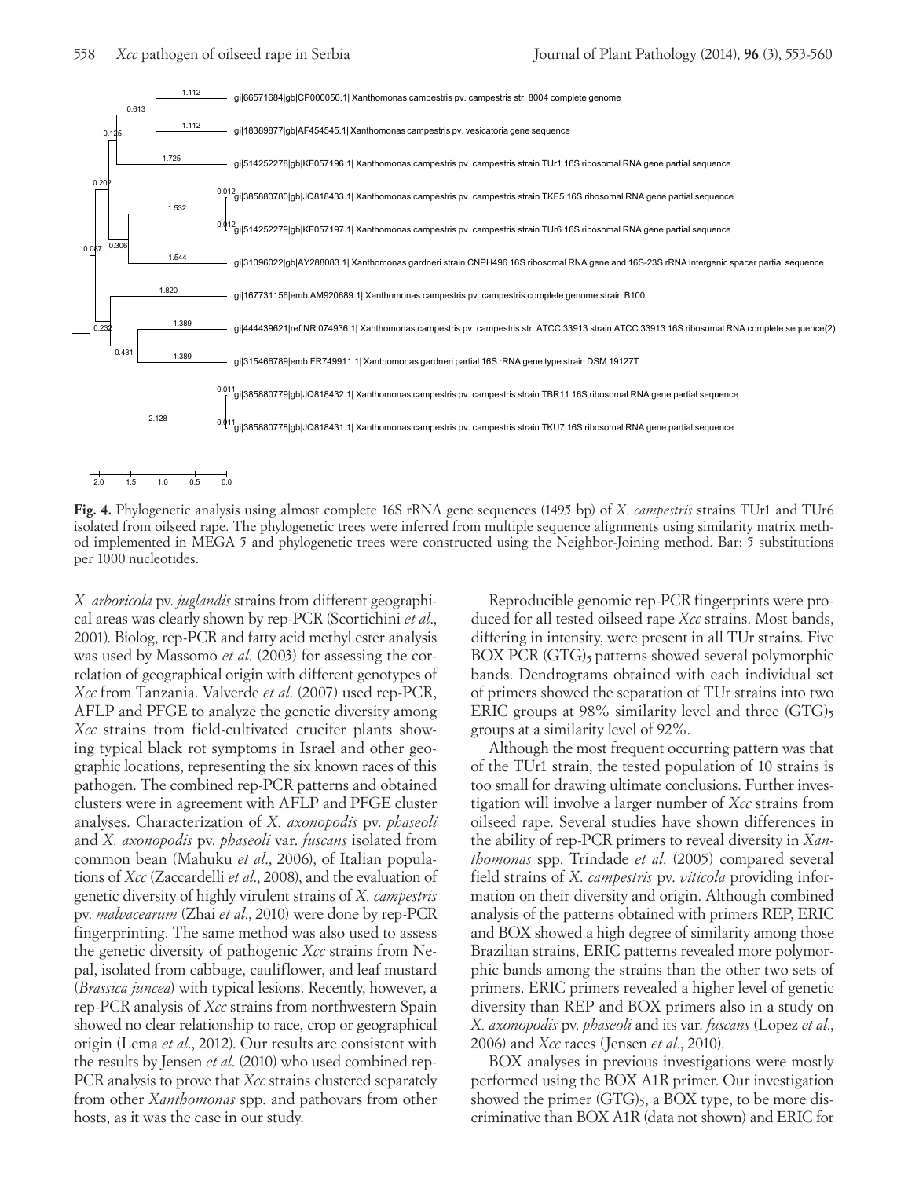**Fig. 4.** Phylogenetic analysis using almost complete 16S rRNA gene sequences (1495 bp) of *X. campestris* strains TUr1 and TUr6 isolated from oilseed rape. The phylogenetic trees were inferred from multiple sequence alignments using similarity matrix method implemented in MEGA 5 and phylogenetic trees were constructed using the Neighbor-Joining method. Bar: 5 substitutions per 1000 nucleotides.

*X. arboricola* pv. *juglandis* strains from different geographical areas was clearly shown by rep-PCR (Scortichini *et al*., 2001). Biolog, rep-PCR and fatty acid methyl ester analysis was used by Massomo *et al*. (2003) for assessing the correlation of geographical origin with different genotypes of *Xcc* from Tanzania. Valverde *et al*. (2007) used rep-PCR, AFLP and PFGE to analyze the genetic diversity among *Xcc* strains from field-cultivated crucifer plants showing typical black rot symptoms in Israel and other geographic locations, representing the six known races of this pathogen. The combined rep-PCR patterns and obtained clusters were in agreement with AFLP and PFGE cluster analyses. Characterization of *X. axonopodis* pv. *phaseoli* and *X. axonopodis* pv. *phaseoli* var. *fuscans* isolated from common bean (Mahuku *et al*., 2006), of Italian populations of *Xcc* (Zaccardelli *et al*., 2008), and the evaluation of genetic diversity of highly virulent strains of *X. campestris* pv. *malvacearum* (Zhai *et al*., 2010) were done by rep-PCR fingerprinting. The same method was also used to assess the genetic diversity of pathogenic *Xcc* strains from Nepal, isolated from cabbage, cauliflower, and leaf mustard (*Brassica juncea*) with typical lesions. Recently, however, a rep-PCR analysis of *Xcc* strains from northwestern Spain showed no clear relationship to race, crop or geographical origin (Lema *et al*., 2012). Our results are consistent with the results by Jensen *et al*. (2010) who used combined rep-PCR analysis to prove that *Xcc* strains clustered separately from other *Xanthomonas* spp. and pathovars from other hosts, as it was the case in our study.

Reproducible genomic rep-PCR fingerprints were produced for all tested oilseed rape *Xcc* strains. Most bands, differing in intensity, were present in all TUr strains. Five BOX PCR $(GTG)_5$ patterns showed several polymorphic bands. Dendrograms obtained with each individual set of primers showed the separation of TUr strains into two ERIC groups at 98% similarity level and three $(GTG)_5$ groups at a similarity level of 92%.

Although the most frequent occurring pattern was that of the TUr1 strain, the tested population of 10 strains is too small for drawing ultimate conclusions. Further investigation will involve a larger number of *Xcc* strains from oilseed rape. Several studies have shown differences in the ability of rep-PCR primers to reveal diversity in *Xanthomonas* spp. Trindade *et al*. (2005) compared several field strains of *X. campestris* pv. *viticola* providing information on their diversity and origin. Although combined analysis of the patterns obtained with primers REP, ERIC and BOX showed a high degree of similarity among those Brazilian strains, ERIC patterns revealed more polymorphic bands among the strains than the other two sets of primers. ERIC primers revealed a higher level of genetic diversity than REP and BOX primers also in a study on *X. axonopodis* pv. *phaseoli* and its var. *fuscans* (Lopez *et al*., 2006) and *Xcc* races (Jensen *et al*., 2010).

BOX analyses in previous investigations were mostly performed using the BOX A1R primer. Our investigation showed the primer $(GTG)_5$, a BOX type, to be more discriminative than BOX A1R (data not shown) and ERIC for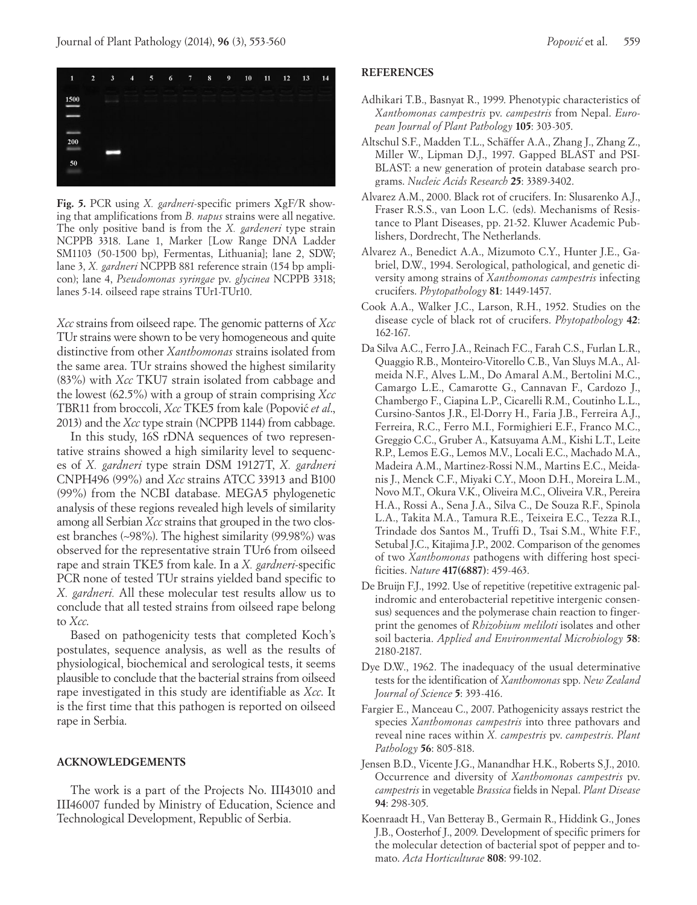**Fig. 5.** PCR using *X. gardneri*-specific primers XgF/R showing that amplifications from *B. napus* strains were all negative. The only positive band is from the *X. gardeneri* type strain NCPPB 3318. Lane 1, Marker [Low Range DNA Ladder SM1103 (50-1500 bp), Fermentas, Lithuania]; lane 2, SDW; lane 3, *X. gardneri* NCPPB 881 reference strain (154 bp amplicon); lane 4, *Pseudomonas syringae* pv. *glycinea* NCPPB 3318; lanes 5-14. oilseed rape strains TUr1-TUr10.

*Xcc* strains from oilseed rape. The genomic patterns of *Xcc* TUr strains were shown to be very homogeneous and quite distinctive from other *Xanthomonas* strains isolated from the same area. TUr strains showed the highest similarity (83%) with *Xcc* TKU7 strain isolated from cabbage and the lowest (62.5%) with a group of strain comprising *Xcc* TBR11 from broccoli, *Xcc* TKE5 from kale (Popović *et al*., 2013) and the *Xcc* type strain (NCPPB 1144) from cabbage.

In this study, 16S rDNA sequences of two representative strains showed a high similarity level to sequences of *X. gardneri* type strain DSM 19127T, *X. gardneri* CNPH496 (99%) and *Xcc* strains ATCC 33913 and B100 (99%) from the NCBI database. MEGA5 phylogenetic analysis of these regions revealed high levels of similarity among all Serbian *Xcc* strains that grouped in the two closest branches (~98%). The highest similarity (99.98%) was observed for the representative strain TUr6 from oilseed rape and strain TKE5 from kale. In a *X. gardneri*-specific PCR none of tested TUr strains yielded band specific to *X. gardneri.* All these molecular test results allow us to conclude that all tested strains from oilseed rape belong to *Xcc*.

Based on pathogenicity tests that completed Koch's postulates, sequence analysis, as well as the results of physiological, biochemical and serological tests, it seems plausible to conclude that the bacterial strains from oilseed rape investigated in this study are identifiable as *Xcc*. It is the first time that this pathogen is reported on oilseed rape in Serbia.

## ACKNOWLEDGEMENTS

The work is a part of the Projects No. III43010 and III46007 funded by Ministry of Education, Science and Technological Development, Republic of Serbia.

## REFERENCES

Adhikari T.B., Basnyat R., 1999. Phenotypic characteristics of *Xanthomonas campestris* pv. *campestris* from Nepal. *European Journal of Plant Pathology* **105**: 303-305.

Altschul S.F., Madden T.L., Schäffer A.A., Zhang J., Zhang Z., Miller W., Lipman D.J., 1997. Gapped BLAST and PSI-BLAST: a new generation of protein database search programs. *Nucleic Acids Research* **25**: 3389-3402.

Alvarez A.M., 2000. Black rot of crucifers. In: Slusarenko A.J., Fraser R.S.S., van Loon L.C. (eds). Mechanisms of Resistance to Plant Diseases, pp. 21-52. Kluwer Academic Publishers, Dordrecht, The Netherlands.

Alvarez A., Benedict A.A., Mizumoto C.Y., Hunter J.E., Gabriel, D.W., 1994. Serological, pathological, and genetic diversity among strains of *Xanthomonas campestris* infecting crucifers. *Phytopathology* **81**: 1449-1457.

Cook A.A., Walker J.C., Larson, R.H., 1952. Studies on the disease cycle of black rot of crucifers. *Phytopathology* **42**: 162-167.

Da Silva A.C., Ferro J.A., Reinach F.C., Farah C.S., Furlan L.R., Quaggio R.B., Monteiro-Vitorello C.B., Van Sluys M.A., Almeida N.F., Alves L.M., Do Amaral A.M., Bertolini M.C., Camargo L.E., Camarotte G., Cannavan F., Cardozo J., Chambergo F., Ciapina L.P., Cicarelli R.M., Coutinho L.L., Cursino-Santos J.R., El-Dorry H., Faria J.B., Ferreira A.J., Ferreira, R.C., Ferro M.I., Formighieri E.F., Franco M.C., Greggio C.C., Gruber A., Katsuyama A.M., Kishi L.T., Leite R.P., Lemos E.G., Lemos M.V., Locali E.C., Machado M.A., Madeira A.M., Martinez-Rossi N.M., Martins E.C., Meidanis J., Menck C.F., Miyaki C.Y., Moon D.H., Moreira L.M., Novo M.T., Okura V.K., Oliveira M.C., Oliveira V.R., Pereira H.A., Rossi A., Sena J.A., Silva C., De Souza R.F., Spinola L.A., Takita M.A., Tamura R.E., Teixeira E.C., Tezza R.I., Trindade dos Santos M., Truffi D., Tsai S.M., White F.F., Setubal J.C., Kitajima J.P., 2002. Comparison of the genomes of two *Xanthomonas* pathogens with differing host specificities. *Nature* **417(6887)**: 459-463.

De Bruijn F.J., 1992. Use of repetitive (repetitive extragenic palindromic and enterobacterial repetitive intergenic consensus) sequences and the polymerase chain reaction to fingerprint the genomes of *Rhizobium meliloti* isolates and other soil bacteria. *Applied and Environmental Microbiology* **58**: 2180-2187.

Dye D.W., 1962. The inadequacy of the usual determinative tests for the identification of *Xanthomonas* spp. *New Zealand Journal of Science* **5**: 393-416.

Fargier E., Manceau C., 2007. Pathogenicity assays restrict the species *Xanthomonas campestris* into three pathovars and reveal nine races within *X. campestris* pv. *campestris*. *Plant Pathology* **56**: 805-818.

Jensen B.D., Vicente J.G., Manandhar H.K., Roberts S.J., 2010. Occurrence and diversity of *Xanthomonas campestris* pv. *campestris* in vegetable *Brassica* fields in Nepal. *Plant Disease* **94**: 298-305.

Koenraadt H., Van Betteray B., Germain R., Hiddink G., Jones J.B., Oosterhof J., 2009. Development of specific primers for the molecular detection of bacterial spot of pepper and tomato. *Acta Horticulturae* **808**: 99-102.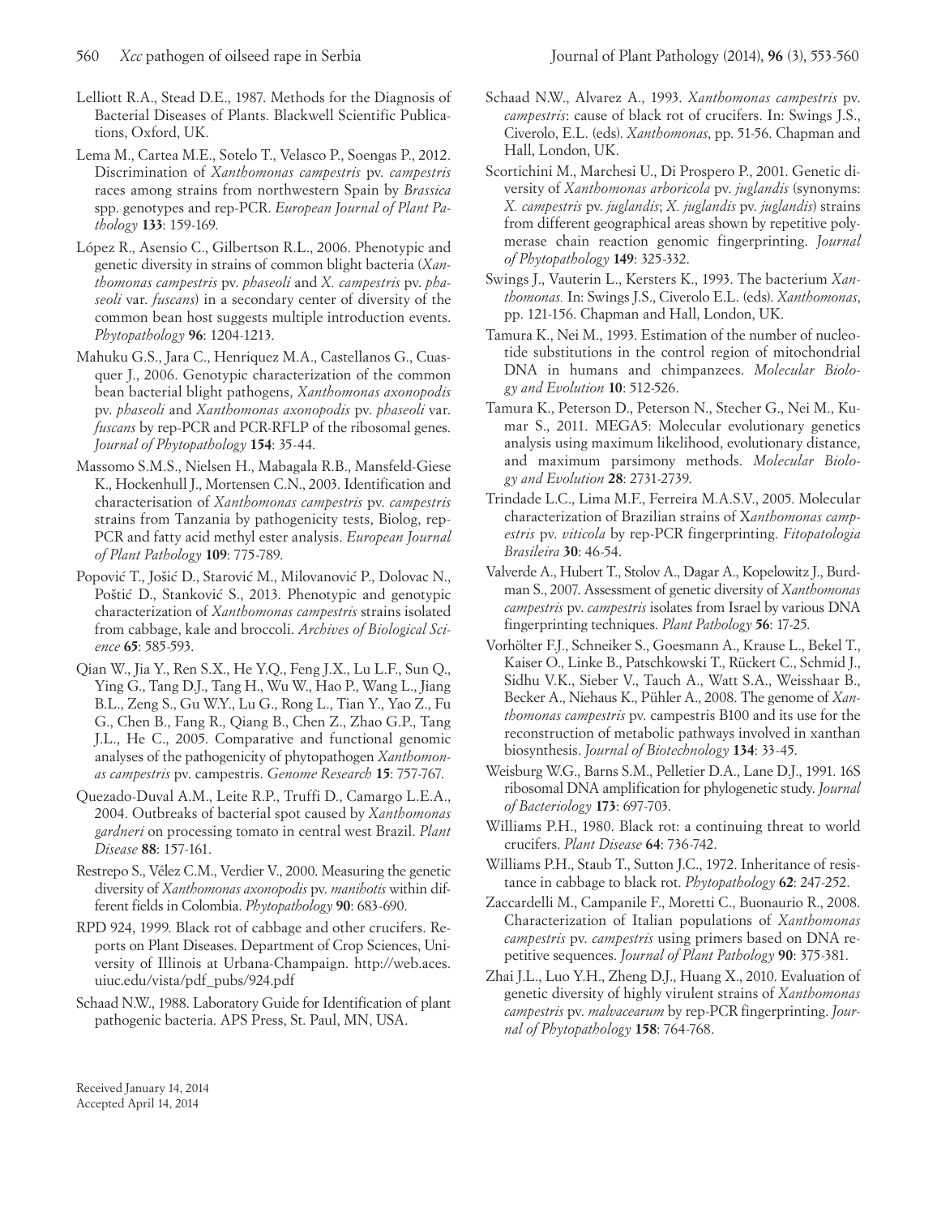Lelliott R.A., Stead D.E., 1987. Methods for the Diagnosis of Bacterial Diseases of Plants. Blackwell Scientific Publications, Oxford, UK.

Lema M., Cartea M.E., Sotelo T., Velasco P., Soengas P., 2012. Discrimination of *Xanthomonas campestris* pv. *campestris* races among strains from northwestern Spain by *Brassica* spp. genotypes and rep-PCR. *European Journal of Plant Pathology* **133**: 159-169.

López R., Asensio C., Gilbertson R.L., 2006. Phenotypic and genetic diversity in strains of common blight bacteria (*Xanthomonas campestris* pv. *phaseoli* and *X. campestris* pv. *phaseoli* var. *fuscans*) in a secondary center of diversity of the common bean host suggests multiple introduction events. *Phytopathology* **96**: 1204-1213.

Mahuku G.S., Jara C., Henriquez M.A., Castellanos G., Cuasquer J., 2006. Genotypic characterization of the common bean bacterial blight pathogens, *Xanthomonas axonopodis* pv. *phaseoli* and *Xanthomonas axonopodis* pv. *phaseoli* var. *fuscans* by rep-PCR and PCR-RFLP of the ribosomal genes. *Journal of Phytopathology* **154**: 35-44.

Massomo S.M.S., Nielsen H., Mabagala R.B., Mansfeld-Giese K., Hockenhull J., Mortensen C.N., 2003. Identification and characterisation of *Xanthomonas campestris* pv. *campestris* strains from Tanzania by pathogenicity tests, Biolog, rep-PCR and fatty acid methyl ester analysis. *European Journal of Plant Pathology* **109**: 775-789.

Popović T., Jošić D., Starović M., Milovanović P., Dolovac N., Poštić D., Stanković S., 2013. Phenotypic and genotypic characterization of *Xanthomonas campestris* strains isolated from cabbage, kale and broccoli. *Archives of Biological Science* **65**: 585-593.

Qian W., Jia Y., Ren S.X., He Y.Q., Feng J.X., Lu L.F., Sun Q., Ying G., Tang D.J., Tang H., Wu W., Hao P., Wang L., Jiang B.L., Zeng S., Gu W.Y., Lu G., Rong L., Tian Y., Yao Z., Fu G., Chen B., Fang R., Qiang B., Chen Z., Zhao G.P., Tang J.L., He C., 2005. Comparative and functional genomic analyses of the pathogenicity of phytopathogen *Xanthomonas campestris* pv. campestris. *Genome Research* **15**: 757-767.

Quezado-Duval A.M., Leite R.P., Truffi D., Camargo L.E.A., 2004. Outbreaks of bacterial spot caused by *Xanthomonas gardneri* on processing tomato in central west Brazil. *Plant Disease* **88**: 157-161.

Restrepo S., Vélez C.M., Verdier V., 2000. Measuring the genetic diversity of *Xanthomonas axonopodis* pv. *manihotis* within different fields in Colombia. *Phytopathology* **90**: 683-690.

RPD 924, 1999. Black rot of cabbage and other crucifers. Reports on Plant Diseases. Department of Crop Sciences, University of Illinois at Urbana-Champaign. http://web.aces.uiuc.edu/vista/pdf_pubs/924.pdf

Schaad N.W., 1988. Laboratory Guide for Identification of plant pathogenic bacteria. APS Press, St. Paul, MN, USA.

Schaad N.W., Alvarez A., 1993. *Xanthomonas campestris* pv. *campestris*: cause of black rot of crucifers. In: Swings J.S., Civerolo, E.L. (eds). *Xanthomonas*, pp. 51-56. Chapman and Hall, London, UK.

Scortichini M., Marchesi U., Di Prospero P., 2001. Genetic diversity of *Xanthomonas arboricola* pv. *juglandis* (synonyms: *X. campestris* pv. *juglandis*; *X. juglandis* pv. *juglandis*) strains from different geographical areas shown by repetitive polymerase chain reaction genomic fingerprinting. *Journal of Phytopathology* **149**: 325-332.

Swings J., Vauterin L., Kersters K., 1993. The bacterium *Xanthomonas.* In: Swings J.S., Civerolo E.L. (eds). *Xanthomonas*, pp. 121-156. Chapman and Hall, London, UK.

Tamura K., Nei M., 1993. Estimation of the number of nucleotide substitutions in the control region of mitochondrial DNA in humans and chimpanzees. *Molecular Biology and Evolution* **10**: 512-526.

Tamura K., Peterson D., Peterson N., Stecher G., Nei M., Kumar S., 2011. MEGA5: Molecular evolutionary genetics analysis using maximum likelihood, evolutionary distance, and maximum parsimony methods. *Molecular Biology and Evolution* **28**: 2731-2739.

Trindade L.C., Lima M.F., Ferreira M.A.S.V., 2005. Molecular characterization of Brazilian strains of X*anthomonas campestris* pv. *viticola* by rep-PCR fingerprinting. *Fitopatologia Brasileira* **30**: 46-54.

Valverde A., Hubert T., Stolov A., Dagar A., Kopelowitz J., Burdman S., 2007. Assessment of genetic diversity of *Xanthomonas campestris* pv. *campestris* isolates from Israel by various DNA fingerprinting techniques. *Plant Pathology* **56**: 17-25.

Vorhölter F.J., Schneiker S., Goesmann A., Krause L., Bekel T., Kaiser O., Linke B., Patschkowski T., Rückert C., Schmid J., Sidhu V.K., Sieber V., Tauch A., Watt S.A., Weisshaar B., Becker A., Niehaus K., Pühler A., 2008. The genome of *Xanthomonas campestris* pv. campestris B100 and its use for the reconstruction of metabolic pathways involved in xanthan biosynthesis. *Journal of Biotechnology* **134**: 33-45.

Weisburg W.G., Barns S.M., Pelletier D.A., Lane D.J., 1991. 16S ribosomal DNA amplification for phylogenetic study. *Journal of Bacteriology* **173**: 697-703.

Williams P.H., 1980. Black rot: a continuing threat to world crucifers. *Plant Disease* **64**: 736-742.

Williams P.H., Staub T., Sutton J.C., 1972. Inheritance of resistance in cabbage to black rot. *Phytopathology* **62**: 247-252.

Zaccardelli M., Campanile F., Moretti C., Buonaurio R., 2008. Characterization of Italian populations of *Xanthomonas campestris* pv. *campestris* using primers based on DNA repetitive sequences. *Journal of Plant Pathology* **90**: 375-381.

Zhai J.L., Luo Y.H., Zheng D.J., Huang X., 2010. Evaluation of genetic diversity of highly virulent strains of *Xanthomonas campestris* pv. *malvacearum* by rep-PCR fingerprinting. *Journal of Phytopathology* **158**: 764-768.

Received January 14, 2014
Accepted April 14, 2014